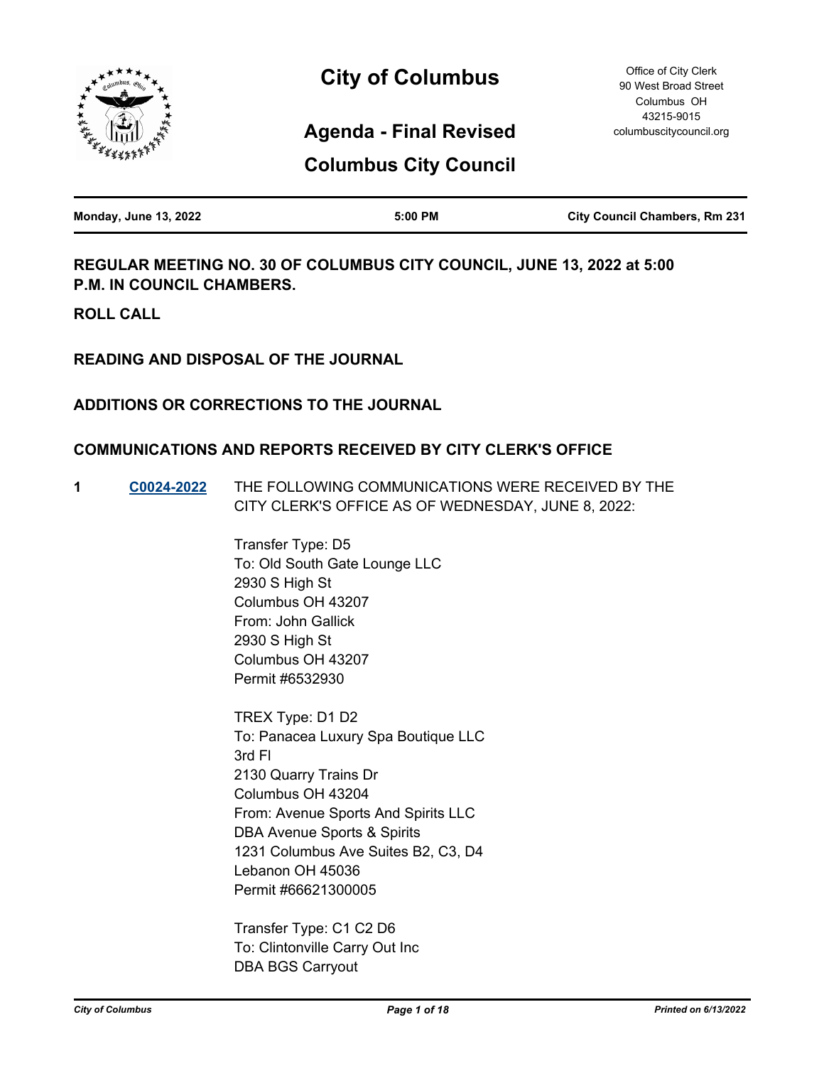# City of Columbus

Office of City Clerk
90 West Broad Street
Columbus OH
43215-9015
columbuscitycouncil.org

## Agenda - Final Revised

## Columbus City Council

| Monday, June 13, 2022 | 5:00 PM | City Council Chambers, Rm 231 |
|---|---|---|

### REGULAR MEETING NO. 30 OF COLUMBUS CITY COUNCIL, JUNE 13, 2022 at 5:00 P.M. IN COUNCIL CHAMBERS.

### ROLL CALL

### READING AND DISPOSAL OF THE JOURNAL

### ADDITIONS OR CORRECTIONS TO THE JOURNAL

### COMMUNICATIONS AND REPORTS RECEIVED BY CITY CLERK'S OFFICE

**1** **C0024-2022** THE FOLLOWING COMMUNICATIONS WERE RECEIVED BY THE CITY CLERK'S OFFICE AS OF WEDNESDAY, JUNE 8, 2022:

Transfer Type: D5
To: Old South Gate Lounge LLC
2930 S High St
Columbus OH 43207
From: John Gallick
2930 S High St
Columbus OH 43207
Permit #6532930

TREX Type: D1 D2
To: Panacea Luxury Spa Boutique LLC
3rd Fl
2130 Quarry Trains Dr
Columbus OH 43204
From: Avenue Sports And Spirits LLC
DBA Avenue Sports & Spirits
1231 Columbus Ave Suites B2, C3, D4
Lebanon OH 45036
Permit #66621300005

Transfer Type: C1 C2 D6
To: Clintonville Carry Out Inc
DBA BGS Carryout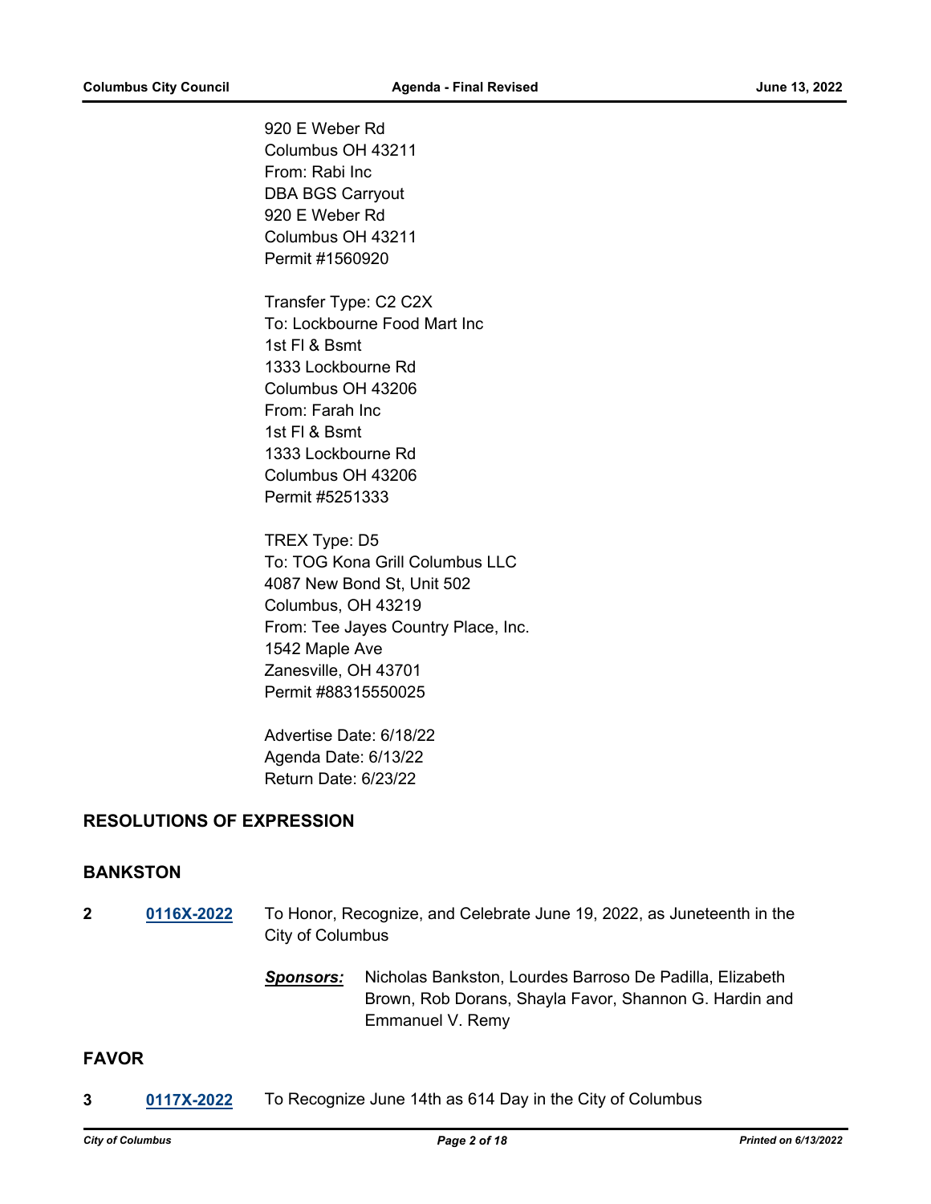920 E Weber Rd
Columbus OH 43211
From: Rabi Inc
DBA BGS Carryout
920 E Weber Rd
Columbus OH 43211
Permit #1560920

Transfer Type: C2 C2X
To: Lockbourne Food Mart Inc
1st Fl & Bsmt
1333 Lockbourne Rd
Columbus OH 43206
From: Farah Inc
1st Fl & Bsmt
1333 Lockbourne Rd
Columbus OH 43206
Permit #5251333

TREX Type: D5
To: TOG Kona Grill Columbus LLC
4087 New Bond St, Unit 502
Columbus, OH 43219
From: Tee Jayes Country Place, Inc.
1542 Maple Ave
Zanesville, OH 43701
Permit #88315550025

Advertise Date: 6/18/22
Agenda Date: 6/13/22
Return Date: 6/23/22

## RESOLUTIONS OF EXPRESSION

### BANKSTON

**2** **0116X-2022** To Honor, Recognize, and Celebrate June 19, 2022, as Juneteenth in the City of Columbus

***Sponsors:*** Nicholas Bankston, Lourdes Barroso De Padilla, Elizabeth Brown, Rob Dorans, Shayla Favor, Shannon G. Hardin and Emmanuel V. Remy

### FAVOR

**3** **0117X-2022** To Recognize June 14th as 614 Day in the City of Columbus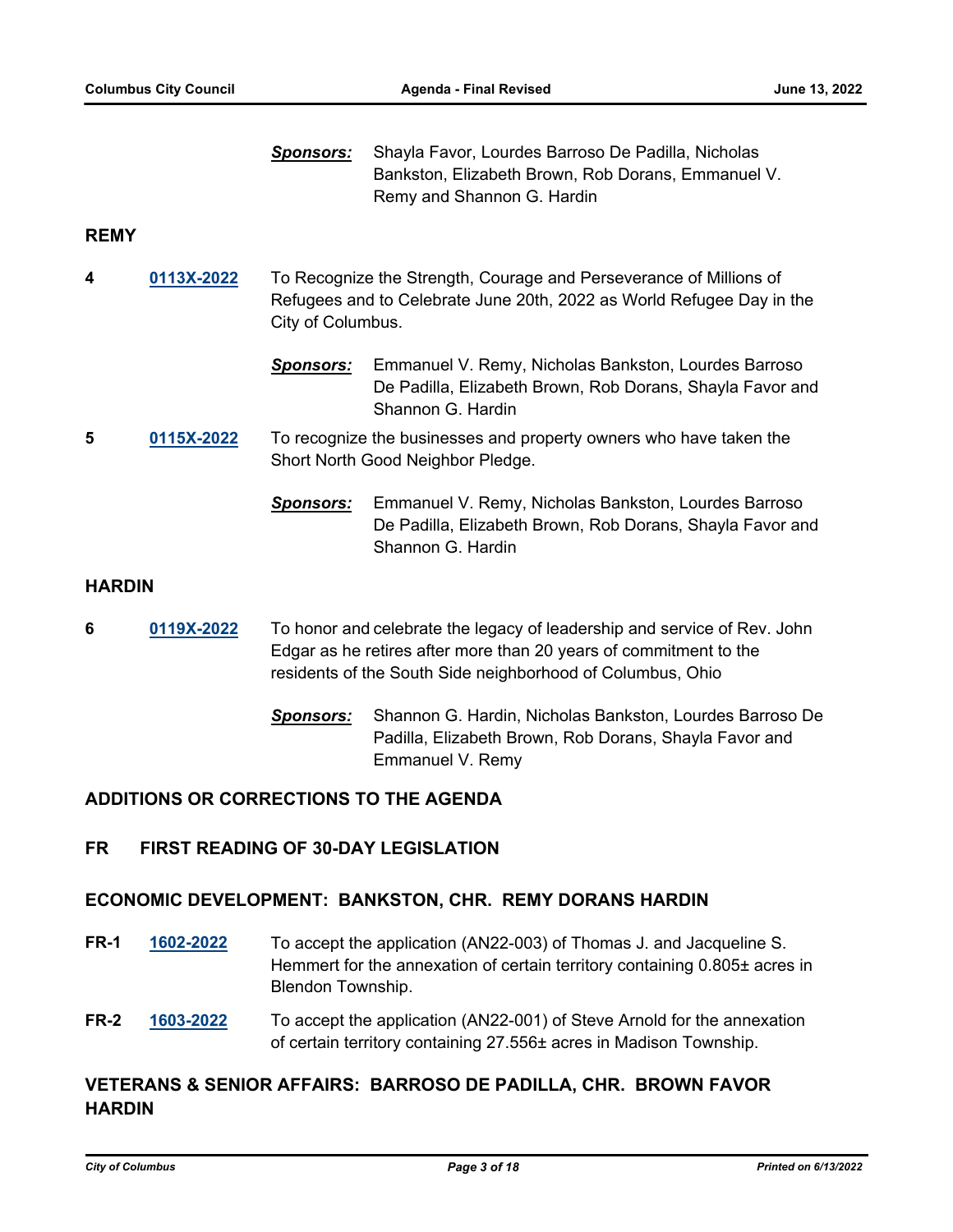***Sponsors:*** Shayla Favor, Lourdes Barroso De Padilla, Nicholas Bankston, Elizabeth Brown, Rob Dorans, Emmanuel V. Remy and Shannon G. Hardin

## REMY

**4** **0113X-2022** To Recognize the Strength, Courage and Perseverance of Millions of Refugees and to Celebrate June 20th, 2022 as World Refugee Day in the City of Columbus.

***Sponsors:*** Emmanuel V. Remy, Nicholas Bankston, Lourdes Barroso De Padilla, Elizabeth Brown, Rob Dorans, Shayla Favor and Shannon G. Hardin

**5** **0115X-2022** To recognize the businesses and property owners who have taken the Short North Good Neighbor Pledge.

***Sponsors:*** Emmanuel V. Remy, Nicholas Bankston, Lourdes Barroso De Padilla, Elizabeth Brown, Rob Dorans, Shayla Favor and Shannon G. Hardin

## HARDIN

**6** **0119X-2022** To honor and celebrate the legacy of leadership and service of Rev. John Edgar as he retires after more than 20 years of commitment to the residents of the South Side neighborhood of Columbus, Ohio

***Sponsors:*** Shannon G. Hardin, Nicholas Bankston, Lourdes Barroso De Padilla, Elizabeth Brown, Rob Dorans, Shayla Favor and Emmanuel V. Remy

## ADDITIONS OR CORRECTIONS TO THE AGENDA

## FR FIRST READING OF 30-DAY LEGISLATION

## ECONOMIC DEVELOPMENT: BANKSTON, CHR. REMY DORANS HARDIN

**FR-1** **1602-2022** To accept the application (AN22-003) of Thomas J. and Jacqueline S. Hemmert for the annexation of certain territory containing 0.805± acres in Blendon Township.

**FR-2** **1603-2022** To accept the application (AN22-001) of Steve Arnold for the annexation of certain territory containing 27.556± acres in Madison Township.

## VETERANS & SENIOR AFFAIRS: BARROSO DE PADILLA, CHR. BROWN FAVOR HARDIN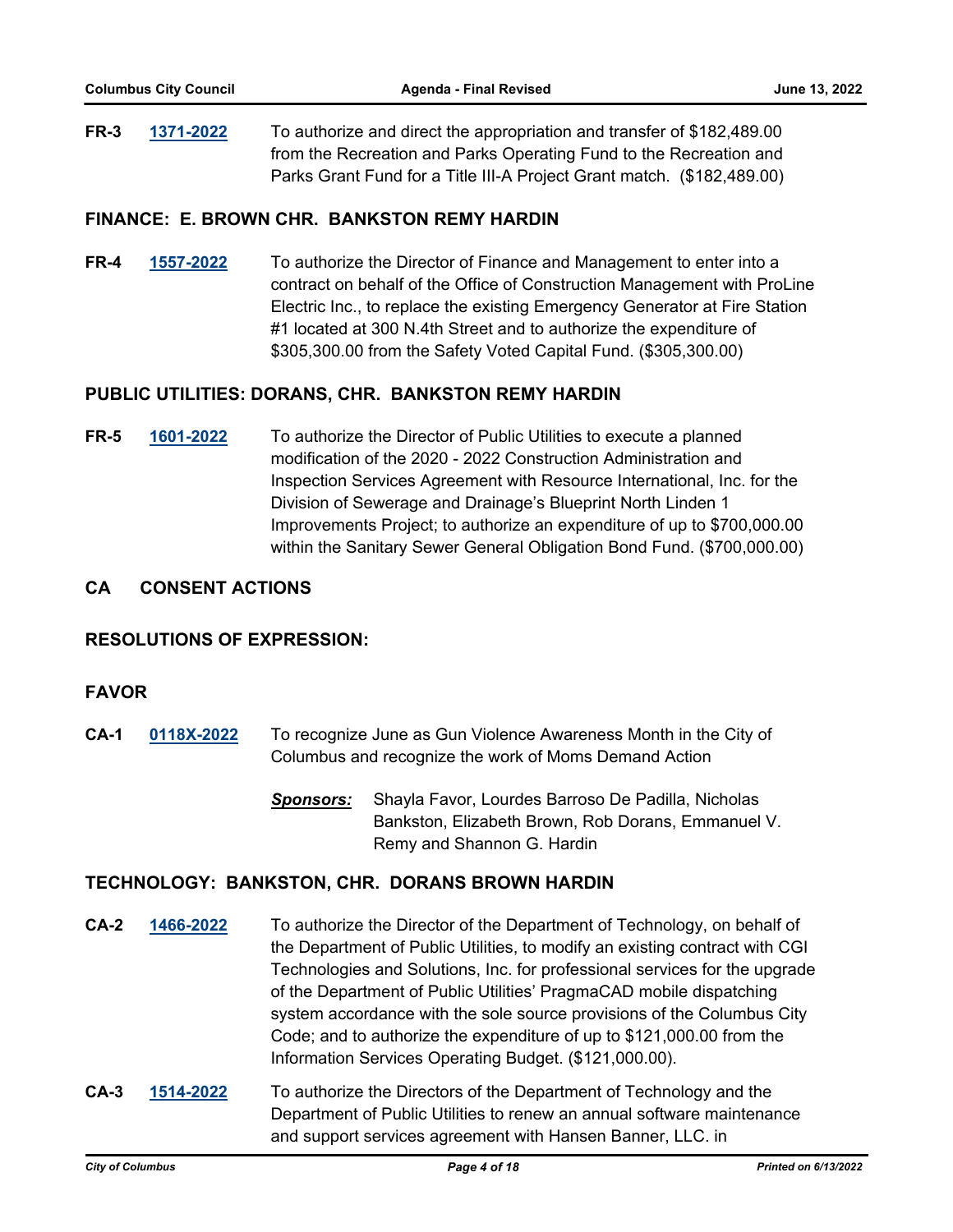**FR-3** **1371-2022** To authorize and direct the appropriation and transfer of $182,489.00 from the Recreation and Parks Operating Fund to the Recreation and Parks Grant Fund for a Title III-A Project Grant match. ($182,489.00)

## FINANCE: E. BROWN CHR. BANKSTON REMY HARDIN

**FR-4** **1557-2022** To authorize the Director of Finance and Management to enter into a contract on behalf of the Office of Construction Management with ProLine Electric Inc., to replace the existing Emergency Generator at Fire Station #1 located at 300 N.4th Street and to authorize the expenditure of $305,300.00 from the Safety Voted Capital Fund. ($305,300.00)

## PUBLIC UTILITIES: DORANS, CHR. BANKSTON REMY HARDIN

**FR-5** **1601-2022** To authorize the Director of Public Utilities to execute a planned modification of the 2020 - 2022 Construction Administration and Inspection Services Agreement with Resource International, Inc. for the Division of Sewerage and Drainage's Blueprint North Linden 1 Improvements Project; to authorize an expenditure of up to $700,000.00 within the Sanitary Sewer General Obligation Bond Fund. ($700,000.00)

## CA CONSENT ACTIONS

## RESOLUTIONS OF EXPRESSION:

## FAVOR

**CA-1** **0118X-2022** To recognize June as Gun Violence Awareness Month in the City of Columbus and recognize the work of Moms Demand Action

***Sponsors:*** Shayla Favor, Lourdes Barroso De Padilla, Nicholas Bankston, Elizabeth Brown, Rob Dorans, Emmanuel V. Remy and Shannon G. Hardin

## TECHNOLOGY: BANKSTON, CHR. DORANS BROWN HARDIN

**CA-2** **1466-2022** To authorize the Director of the Department of Technology, on behalf of the Department of Public Utilities, to modify an existing contract with CGI Technologies and Solutions, Inc. for professional services for the upgrade of the Department of Public Utilities' PragmaCAD mobile dispatching system accordance with the sole source provisions of the Columbus City Code; and to authorize the expenditure of up to $121,000.00 from the Information Services Operating Budget. ($121,000.00).

**CA-3** **1514-2022** To authorize the Directors of the Department of Technology and the Department of Public Utilities to renew an annual software maintenance and support services agreement with Hansen Banner, LLC. in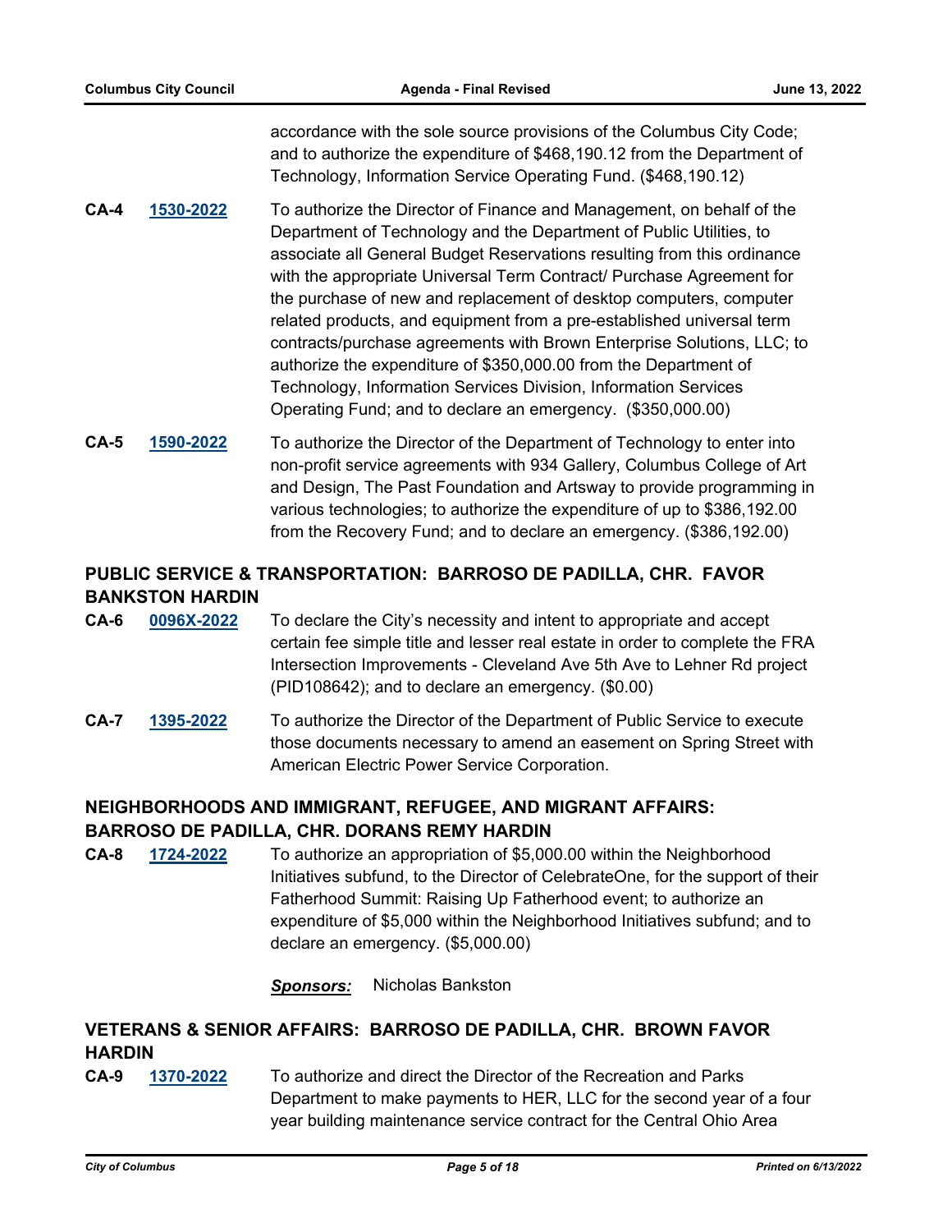accordance with the sole source provisions of the Columbus City Code; and to authorize the expenditure of $468,190.12 from the Department of Technology, Information Service Operating Fund. ($468,190.12)

**CA-4** **1530-2022** To authorize the Director of Finance and Management, on behalf of the Department of Technology and the Department of Public Utilities, to associate all General Budget Reservations resulting from this ordinance with the appropriate Universal Term Contract/ Purchase Agreement for the purchase of new and replacement of desktop computers, computer related products, and equipment from a pre-established universal term contracts/purchase agreements with Brown Enterprise Solutions, LLC; to authorize the expenditure of $350,000.00 from the Department of Technology, Information Services Division, Information Services Operating Fund; and to declare an emergency. ($350,000.00)

**CA-5** **1590-2022** To authorize the Director of the Department of Technology to enter into non-profit service agreements with 934 Gallery, Columbus College of Art and Design, The Past Foundation and Artsway to provide programming in various technologies; to authorize the expenditure of up to $386,192.00 from the Recovery Fund; and to declare an emergency. ($386,192.00)

## PUBLIC SERVICE & TRANSPORTATION: BARROSO DE PADILLA, CHR. FAVOR BANKSTON HARDIN

**CA-6** **0096X-2022** To declare the City's necessity and intent to appropriate and accept certain fee simple title and lesser real estate in order to complete the FRA Intersection Improvements - Cleveland Ave 5th Ave to Lehner Rd project (PID108642); and to declare an emergency. ($0.00)

**CA-7** **1395-2022** To authorize the Director of the Department of Public Service to execute those documents necessary to amend an easement on Spring Street with American Electric Power Service Corporation.

## NEIGHBORHOODS AND IMMIGRANT, REFUGEE, AND MIGRANT AFFAIRS: BARROSO DE PADILLA, CHR. DORANS REMY HARDIN

**CA-8** **1724-2022** To authorize an appropriation of $5,000.00 within the Neighborhood Initiatives subfund, to the Director of CelebrateOne, for the support of their Fatherhood Summit: Raising Up Fatherhood event; to authorize an expenditure of $5,000 within the Neighborhood Initiatives subfund; and to declare an emergency. ($5,000.00)

***Sponsors:*** Nicholas Bankston

## VETERANS & SENIOR AFFAIRS: BARROSO DE PADILLA, CHR. BROWN FAVOR HARDIN

**CA-9** **1370-2022** To authorize and direct the Director of the Recreation and Parks Department to make payments to HER, LLC for the second year of a four year building maintenance service contract for the Central Ohio Area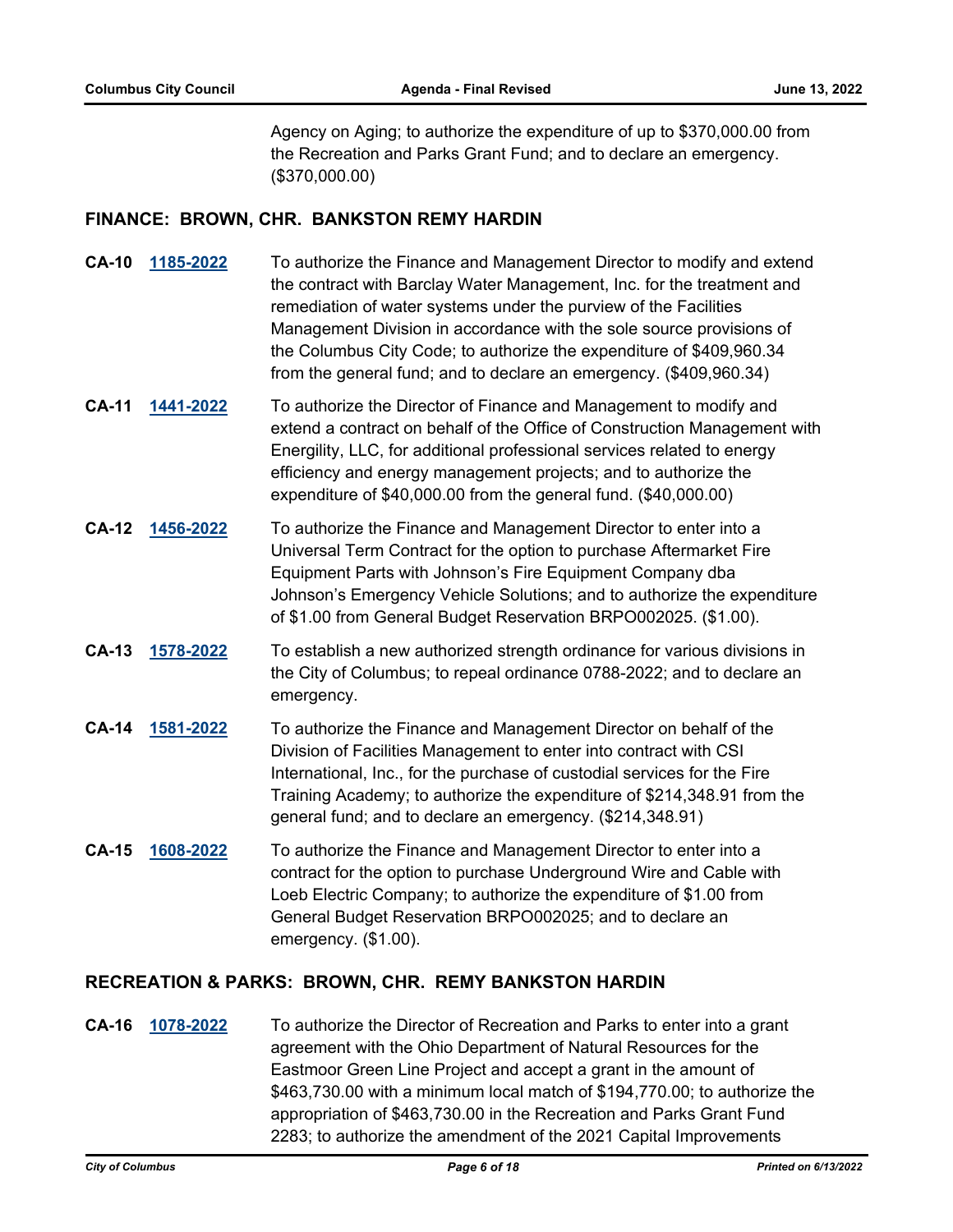Agency on Aging; to authorize the expenditure of up to $370,000.00 from the Recreation and Parks Grant Fund; and to declare an emergency. ($370,000.00)

## FINANCE: BROWN, CHR. BANKSTON REMY HARDIN

**CA-10** **1185-2022** To authorize the Finance and Management Director to modify and extend the contract with Barclay Water Management, Inc. for the treatment and remediation of water systems under the purview of the Facilities Management Division in accordance with the sole source provisions of the Columbus City Code; to authorize the expenditure of $409,960.34 from the general fund; and to declare an emergency. ($409,960.34)

**CA-11** **1441-2022** To authorize the Director of Finance and Management to modify and extend a contract on behalf of the Office of Construction Management with Energility, LLC, for additional professional services related to energy efficiency and energy management projects; and to authorize the expenditure of $40,000.00 from the general fund. ($40,000.00)

**CA-12** **1456-2022** To authorize the Finance and Management Director to enter into a Universal Term Contract for the option to purchase Aftermarket Fire Equipment Parts with Johnson's Fire Equipment Company dba Johnson's Emergency Vehicle Solutions; and to authorize the expenditure of $1.00 from General Budget Reservation BRPO002025. ($1.00).

**CA-13** **1578-2022** To establish a new authorized strength ordinance for various divisions in the City of Columbus; to repeal ordinance 0788-2022; and to declare an emergency.

**CA-14** **1581-2022** To authorize the Finance and Management Director on behalf of the Division of Facilities Management to enter into contract with CSI International, Inc., for the purchase of custodial services for the Fire Training Academy; to authorize the expenditure of $214,348.91 from the general fund; and to declare an emergency. ($214,348.91)

**CA-15** **1608-2022** To authorize the Finance and Management Director to enter into a contract for the option to purchase Underground Wire and Cable with Loeb Electric Company; to authorize the expenditure of $1.00 from General Budget Reservation BRPO002025; and to declare an emergency. ($1.00).

## RECREATION & PARKS: BROWN, CHR. REMY BANKSTON HARDIN

**CA-16** **1078-2022** To authorize the Director of Recreation and Parks to enter into a grant agreement with the Ohio Department of Natural Resources for the Eastmoor Green Line Project and accept a grant in the amount of $463,730.00 with a minimum local match of $194,770.00; to authorize the appropriation of $463,730.00 in the Recreation and Parks Grant Fund 2283; to authorize the amendment of the 2021 Capital Improvements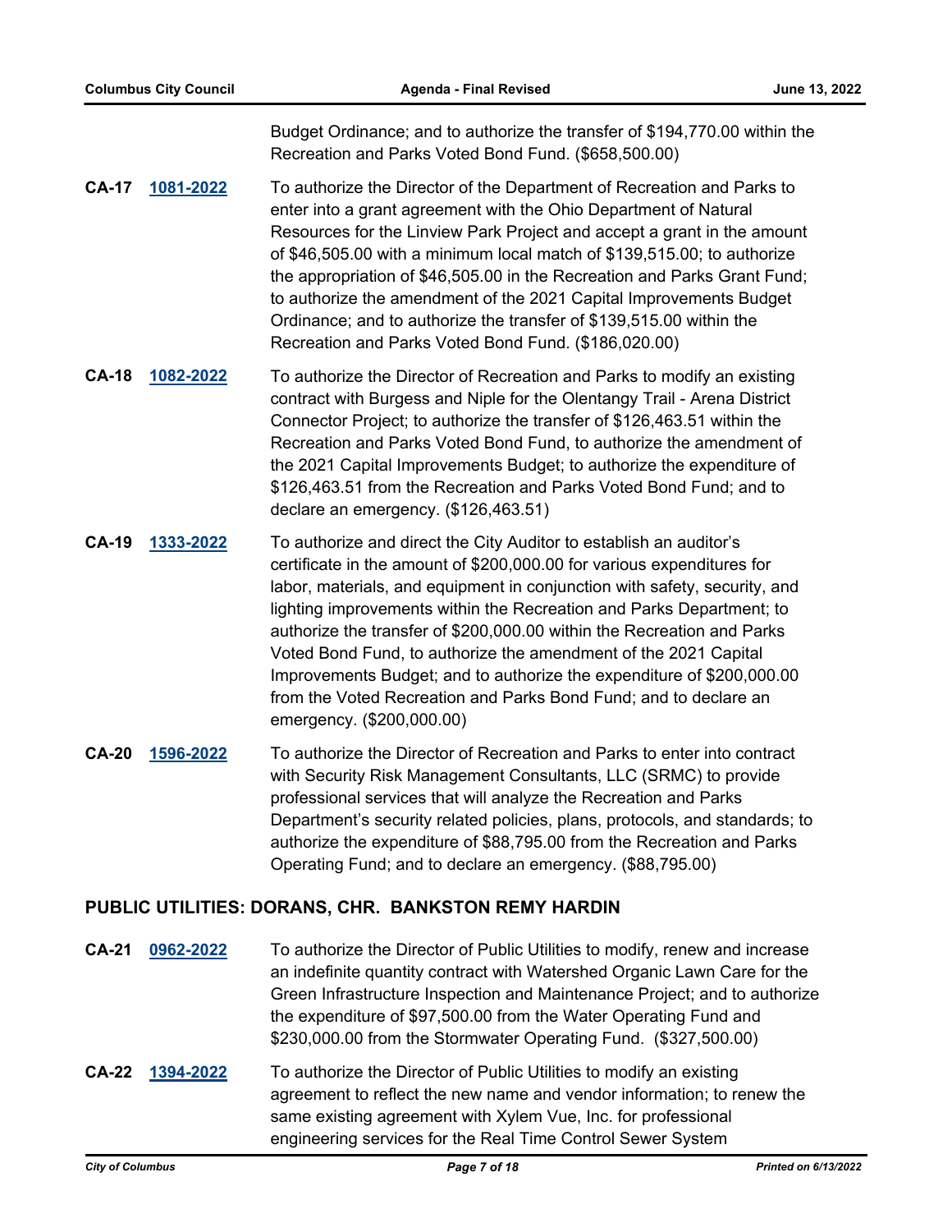Budget Ordinance; and to authorize the transfer of $194,770.00 within the Recreation and Parks Voted Bond Fund. ($658,500.00)

**CA-17** **1081-2022** To authorize the Director of the Department of Recreation and Parks to enter into a grant agreement with the Ohio Department of Natural Resources for the Linview Park Project and accept a grant in the amount of $46,505.00 with a minimum local match of $139,515.00; to authorize the appropriation of $46,505.00 in the Recreation and Parks Grant Fund; to authorize the amendment of the 2021 Capital Improvements Budget Ordinance; and to authorize the transfer of $139,515.00 within the Recreation and Parks Voted Bond Fund. ($186,020.00)

**CA-18** **1082-2022** To authorize the Director of Recreation and Parks to modify an existing contract with Burgess and Niple for the Olentangy Trail - Arena District Connector Project; to authorize the transfer of $126,463.51 within the Recreation and Parks Voted Bond Fund, to authorize the amendment of the 2021 Capital Improvements Budget; to authorize the expenditure of $126,463.51 from the Recreation and Parks Voted Bond Fund; and to declare an emergency. ($126,463.51)

**CA-19** **1333-2022** To authorize and direct the City Auditor to establish an auditor's certificate in the amount of $200,000.00 for various expenditures for labor, materials, and equipment in conjunction with safety, security, and lighting improvements within the Recreation and Parks Department; to authorize the transfer of $200,000.00 within the Recreation and Parks Voted Bond Fund, to authorize the amendment of the 2021 Capital Improvements Budget; and to authorize the expenditure of $200,000.00 from the Voted Recreation and Parks Bond Fund; and to declare an emergency. ($200,000.00)

**CA-20** **1596-2022** To authorize the Director of Recreation and Parks to enter into contract with Security Risk Management Consultants, LLC (SRMC) to provide professional services that will analyze the Recreation and Parks Department's security related policies, plans, protocols, and standards; to authorize the expenditure of $88,795.00 from the Recreation and Parks Operating Fund; and to declare an emergency. ($88,795.00)

## PUBLIC UTILITIES: DORANS, CHR. BANKSTON REMY HARDIN

**CA-21** **0962-2022** To authorize the Director of Public Utilities to modify, renew and increase an indefinite quantity contract with Watershed Organic Lawn Care for the Green Infrastructure Inspection and Maintenance Project; and to authorize the expenditure of $97,500.00 from the Water Operating Fund and $230,000.00 from the Stormwater Operating Fund. ($327,500.00)

**CA-22** **1394-2022** To authorize the Director of Public Utilities to modify an existing agreement to reflect the new name and vendor information; to renew the same existing agreement with Xylem Vue, Inc. for professional engineering services for the Real Time Control Sewer System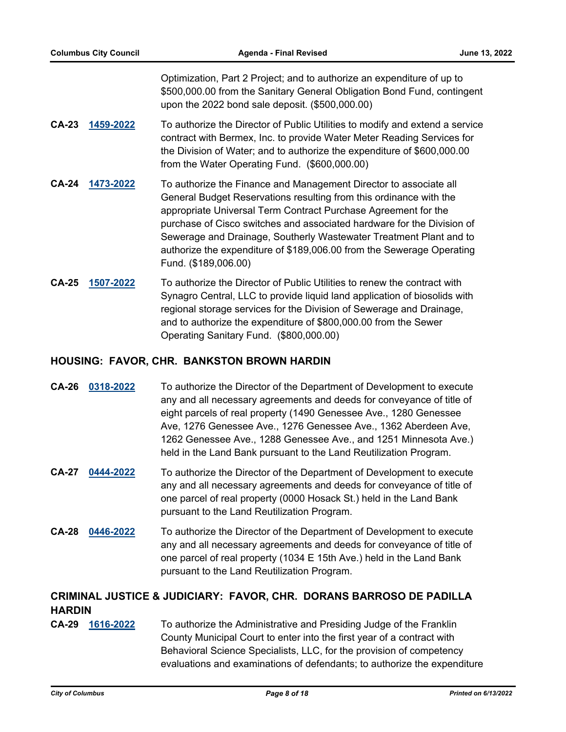Optimization, Part 2 Project; and to authorize an expenditure of up to $500,000.00 from the Sanitary General Obligation Bond Fund, contingent upon the 2022 bond sale deposit. ($500,000.00)

**CA-23** **1459-2022** To authorize the Director of Public Utilities to modify and extend a service contract with Bermex, Inc. to provide Water Meter Reading Services for the Division of Water; and to authorize the expenditure of $600,000.00 from the Water Operating Fund. ($600,000.00)

**CA-24** **1473-2022** To authorize the Finance and Management Director to associate all General Budget Reservations resulting from this ordinance with the appropriate Universal Term Contract Purchase Agreement for the purchase of Cisco switches and associated hardware for the Division of Sewerage and Drainage, Southerly Wastewater Treatment Plant and to authorize the expenditure of $189,006.00 from the Sewerage Operating Fund. ($189,006.00)

**CA-25** **1507-2022** To authorize the Director of Public Utilities to renew the contract with Synagro Central, LLC to provide liquid land application of biosolids with regional storage services for the Division of Sewerage and Drainage, and to authorize the expenditure of $800,000.00 from the Sewer Operating Sanitary Fund. ($800,000.00)

## HOUSING: FAVOR, CHR. BANKSTON BROWN HARDIN

**CA-26** **0318-2022** To authorize the Director of the Department of Development to execute any and all necessary agreements and deeds for conveyance of title of eight parcels of real property (1490 Genessee Ave., 1280 Genessee Ave, 1276 Genessee Ave., 1276 Genessee Ave., 1362 Aberdeen Ave, 1262 Genessee Ave., 1288 Genessee Ave., and 1251 Minnesota Ave.) held in the Land Bank pursuant to the Land Reutilization Program.

**CA-27** **0444-2022** To authorize the Director of the Department of Development to execute any and all necessary agreements and deeds for conveyance of title of one parcel of real property (0000 Hosack St.) held in the Land Bank pursuant to the Land Reutilization Program.

**CA-28** **0446-2022** To authorize the Director of the Department of Development to execute any and all necessary agreements and deeds for conveyance of title of one parcel of real property (1034 E 15th Ave.) held in the Land Bank pursuant to the Land Reutilization Program.

## CRIMINAL JUSTICE & JUDICIARY: FAVOR, CHR. DORANS BARROSO DE PADILLA HARDIN

**CA-29** **1616-2022** To authorize the Administrative and Presiding Judge of the Franklin County Municipal Court to enter into the first year of a contract with Behavioral Science Specialists, LLC, for the provision of competency evaluations and examinations of defendants; to authorize the expenditure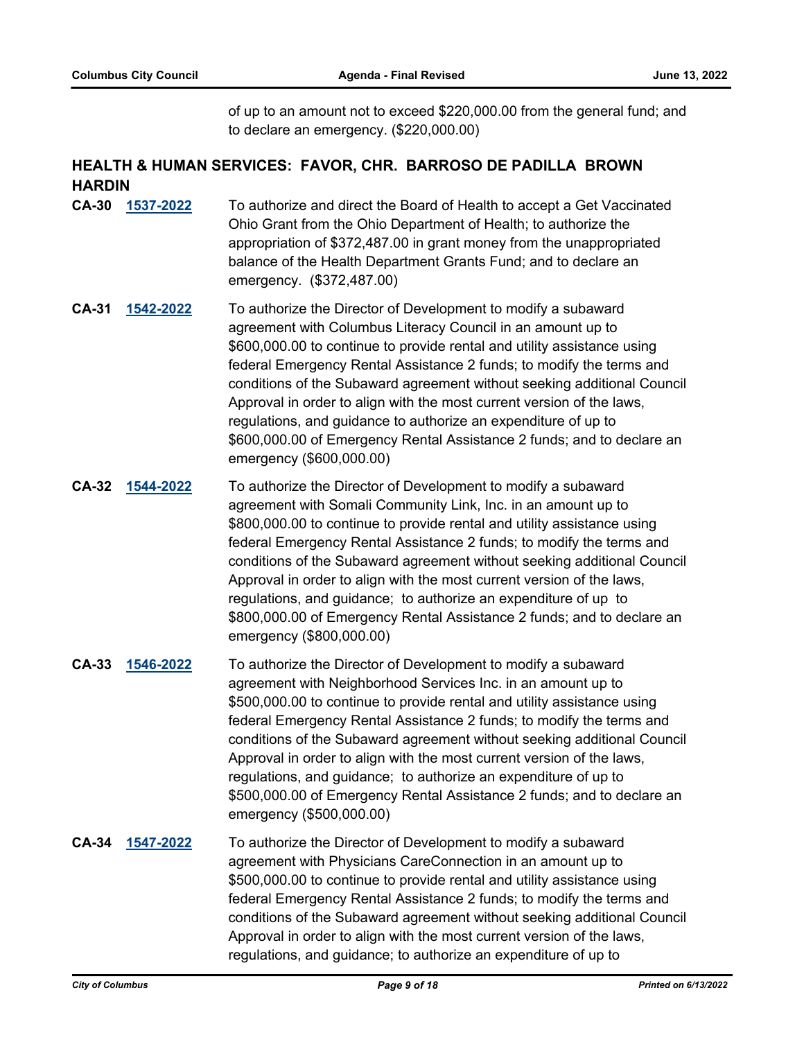of up to an amount not to exceed $220,000.00 from the general fund; and to declare an emergency. ($220,000.00)

## HEALTH & HUMAN SERVICES: FAVOR, CHR. BARROSO DE PADILLA BROWN HARDIN

**CA-30** **1537-2022** To authorize and direct the Board of Health to accept a Get Vaccinated Ohio Grant from the Ohio Department of Health; to authorize the appropriation of $372,487.00 in grant money from the unappropriated balance of the Health Department Grants Fund; and to declare an emergency. ($372,487.00)

**CA-31** **1542-2022** To authorize the Director of Development to modify a subaward agreement with Columbus Literacy Council in an amount up to $600,000.00 to continue to provide rental and utility assistance using federal Emergency Rental Assistance 2 funds; to modify the terms and conditions of the Subaward agreement without seeking additional Council Approval in order to align with the most current version of the laws, regulations, and guidance to authorize an expenditure of up to $600,000.00 of Emergency Rental Assistance 2 funds; and to declare an emergency ($600,000.00)

**CA-32** **1544-2022** To authorize the Director of Development to modify a subaward agreement with Somali Community Link, Inc. in an amount up to $800,000.00 to continue to provide rental and utility assistance using federal Emergency Rental Assistance 2 funds; to modify the terms and conditions of the Subaward agreement without seeking additional Council Approval in order to align with the most current version of the laws, regulations, and guidance; to authorize an expenditure of up to $800,000.00 of Emergency Rental Assistance 2 funds; and to declare an emergency ($800,000.00)

**CA-33** **1546-2022** To authorize the Director of Development to modify a subaward agreement with Neighborhood Services Inc. in an amount up to $500,000.00 to continue to provide rental and utility assistance using federal Emergency Rental Assistance 2 funds; to modify the terms and conditions of the Subaward agreement without seeking additional Council Approval in order to align with the most current version of the laws, regulations, and guidance; to authorize an expenditure of up to $500,000.00 of Emergency Rental Assistance 2 funds; and to declare an emergency ($500,000.00)

**CA-34** **1547-2022** To authorize the Director of Development to modify a subaward agreement with Physicians CareConnection in an amount up to $500,000.00 to continue to provide rental and utility assistance using federal Emergency Rental Assistance 2 funds; to modify the terms and conditions of the Subaward agreement without seeking additional Council Approval in order to align with the most current version of the laws, regulations, and guidance; to authorize an expenditure of up to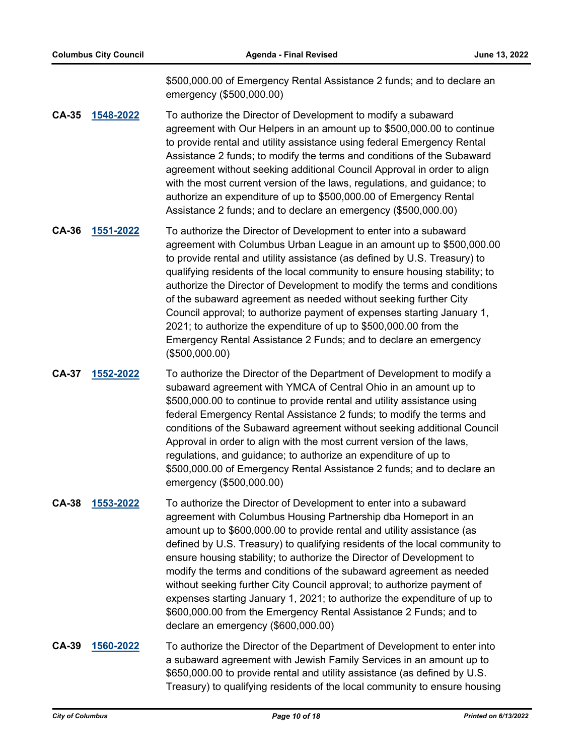$500,000.00 of Emergency Rental Assistance 2 funds; and to declare an emergency ($500,000.00)

**CA-35** **1548-2022** To authorize the Director of Development to modify a subaward agreement with Our Helpers in an amount up to $500,000.00 to continue to provide rental and utility assistance using federal Emergency Rental Assistance 2 funds; to modify the terms and conditions of the Subaward agreement without seeking additional Council Approval in order to align with the most current version of the laws, regulations, and guidance; to authorize an expenditure of up to $500,000.00 of Emergency Rental Assistance 2 funds; and to declare an emergency ($500,000.00)

**CA-36** **1551-2022** To authorize the Director of Development to enter into a subaward agreement with Columbus Urban League in an amount up to $500,000.00 to provide rental and utility assistance (as defined by U.S. Treasury) to qualifying residents of the local community to ensure housing stability; to authorize the Director of Development to modify the terms and conditions of the subaward agreement as needed without seeking further City Council approval; to authorize payment of expenses starting January 1, 2021; to authorize the expenditure of up to $500,000.00 from the Emergency Rental Assistance 2 Funds; and to declare an emergency ($500,000.00)

**CA-37** **1552-2022** To authorize the Director of the Department of Development to modify a subaward agreement with YMCA of Central Ohio in an amount up to $500,000.00 to continue to provide rental and utility assistance using federal Emergency Rental Assistance 2 funds; to modify the terms and conditions of the Subaward agreement without seeking additional Council Approval in order to align with the most current version of the laws, regulations, and guidance; to authorize an expenditure of up to $500,000.00 of Emergency Rental Assistance 2 funds; and to declare an emergency ($500,000.00)

**CA-38** **1553-2022** To authorize the Director of Development to enter into a subaward agreement with Columbus Housing Partnership dba Homeport in an amount up to $600,000.00 to provide rental and utility assistance (as defined by U.S. Treasury) to qualifying residents of the local community to ensure housing stability; to authorize the Director of Development to modify the terms and conditions of the subaward agreement as needed without seeking further City Council approval; to authorize payment of expenses starting January 1, 2021; to authorize the expenditure of up to $600,000.00 from the Emergency Rental Assistance 2 Funds; and to declare an emergency ($600,000.00)

**CA-39** **1560-2022** To authorize the Director of the Department of Development to enter into a subaward agreement with Jewish Family Services in an amount up to $650,000.00 to provide rental and utility assistance (as defined by U.S. Treasury) to qualifying residents of the local community to ensure housing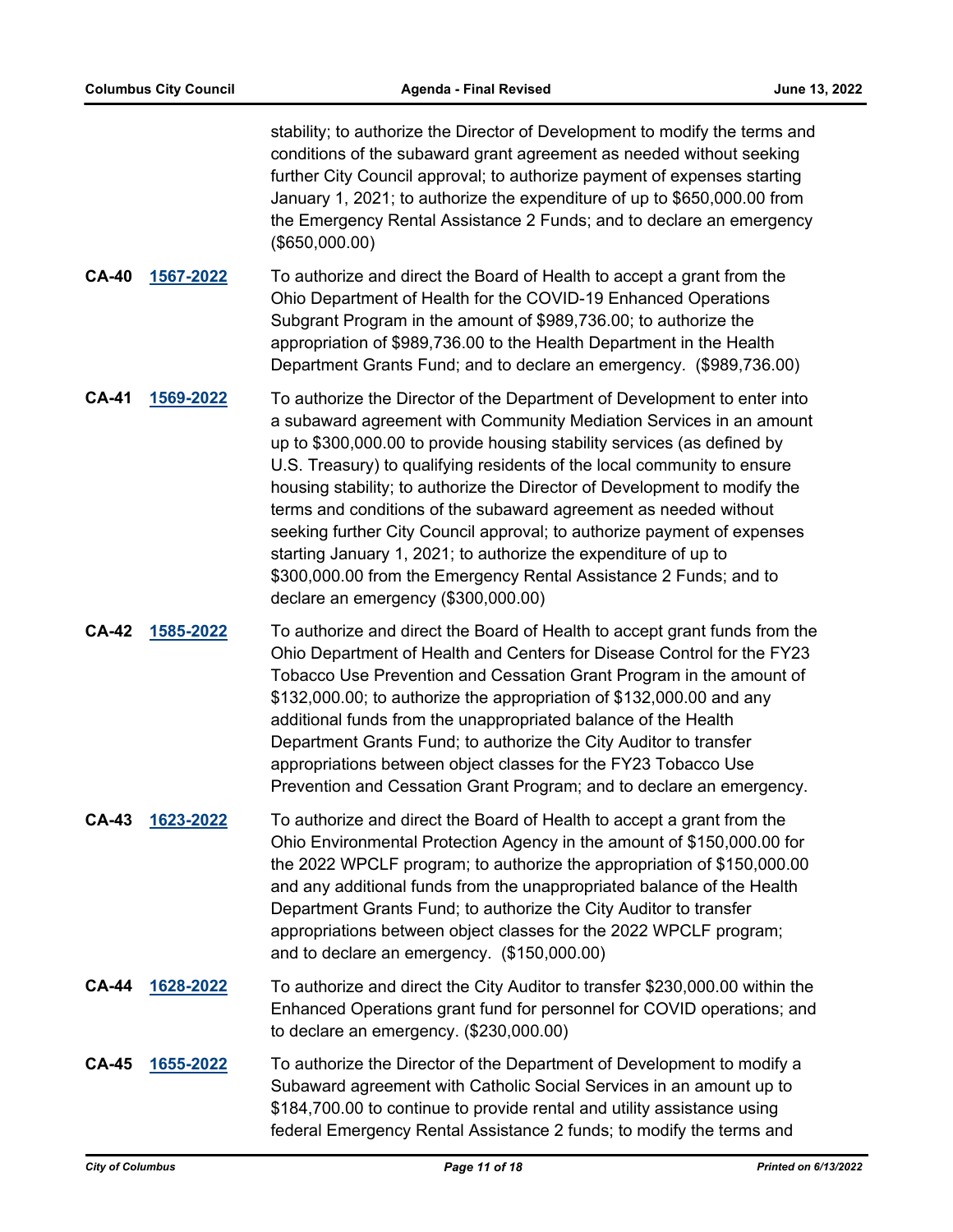stability; to authorize the Director of Development to modify the terms and conditions of the subaward grant agreement as needed without seeking further City Council approval; to authorize payment of expenses starting January 1, 2021; to authorize the expenditure of up to $650,000.00 from the Emergency Rental Assistance 2 Funds; and to declare an emergency ($650,000.00)

**CA-40** **1567-2022** To authorize and direct the Board of Health to accept a grant from the Ohio Department of Health for the COVID-19 Enhanced Operations Subgrant Program in the amount of $989,736.00; to authorize the appropriation of $989,736.00 to the Health Department in the Health Department Grants Fund; and to declare an emergency. ($989,736.00)

**CA-41** **1569-2022** To authorize the Director of the Department of Development to enter into a subaward agreement with Community Mediation Services in an amount up to $300,000.00 to provide housing stability services (as defined by U.S. Treasury) to qualifying residents of the local community to ensure housing stability; to authorize the Director of Development to modify the terms and conditions of the subaward agreement as needed without seeking further City Council approval; to authorize payment of expenses starting January 1, 2021; to authorize the expenditure of up to $300,000.00 from the Emergency Rental Assistance 2 Funds; and to declare an emergency ($300,000.00)

**CA-42** **1585-2022** To authorize and direct the Board of Health to accept grant funds from the Ohio Department of Health and Centers for Disease Control for the FY23 Tobacco Use Prevention and Cessation Grant Program in the amount of $132,000.00; to authorize the appropriation of $132,000.00 and any additional funds from the unappropriated balance of the Health Department Grants Fund; to authorize the City Auditor to transfer appropriations between object classes for the FY23 Tobacco Use Prevention and Cessation Grant Program; and to declare an emergency.

**CA-43** **1623-2022** To authorize and direct the Board of Health to accept a grant from the Ohio Environmental Protection Agency in the amount of $150,000.00 for the 2022 WPCLF program; to authorize the appropriation of $150,000.00 and any additional funds from the unappropriated balance of the Health Department Grants Fund; to authorize the City Auditor to transfer appropriations between object classes for the 2022 WPCLF program; and to declare an emergency. ($150,000.00)

**CA-44** **1628-2022** To authorize and direct the City Auditor to transfer $230,000.00 within the Enhanced Operations grant fund for personnel for COVID operations; and to declare an emergency. ($230,000.00)

**CA-45** **1655-2022** To authorize the Director of the Department of Development to modify a Subaward agreement with Catholic Social Services in an amount up to $184,700.00 to continue to provide rental and utility assistance using federal Emergency Rental Assistance 2 funds; to modify the terms and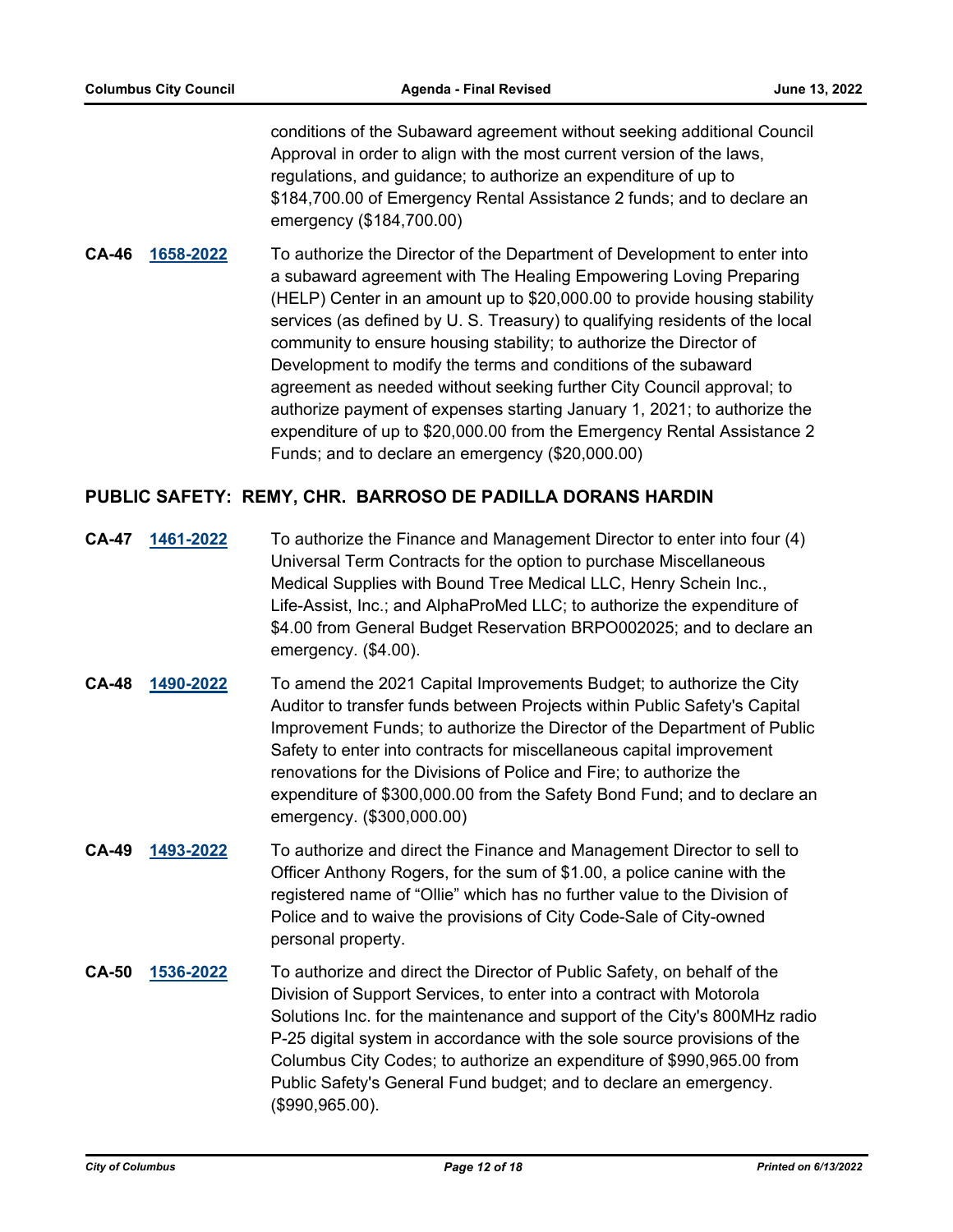conditions of the Subaward agreement without seeking additional Council Approval in order to align with the most current version of the laws, regulations, and guidance; to authorize an expenditure of up to $184,700.00 of Emergency Rental Assistance 2 funds; and to declare an emergency ($184,700.00)

**CA-46** **1658-2022** To authorize the Director of the Department of Development to enter into a subaward agreement with The Healing Empowering Loving Preparing (HELP) Center in an amount up to $20,000.00 to provide housing stability services (as defined by U. S. Treasury) to qualifying residents of the local community to ensure housing stability; to authorize the Director of Development to modify the terms and conditions of the subaward agreement as needed without seeking further City Council approval; to authorize payment of expenses starting January 1, 2021; to authorize the expenditure of up to $20,000.00 from the Emergency Rental Assistance 2 Funds; and to declare an emergency ($20,000.00)

## PUBLIC SAFETY: REMY, CHR. BARROSO DE PADILLA DORANS HARDIN

**CA-47** **1461-2022** To authorize the Finance and Management Director to enter into four (4) Universal Term Contracts for the option to purchase Miscellaneous Medical Supplies with Bound Tree Medical LLC, Henry Schein Inc., Life-Assist, Inc.; and AlphaProMed LLC; to authorize the expenditure of $4.00 from General Budget Reservation BRPO002025; and to declare an emergency. ($4.00).

**CA-48** **1490-2022** To amend the 2021 Capital Improvements Budget; to authorize the City Auditor to transfer funds between Projects within Public Safety's Capital Improvement Funds; to authorize the Director of the Department of Public Safety to enter into contracts for miscellaneous capital improvement renovations for the Divisions of Police and Fire; to authorize the expenditure of $300,000.00 from the Safety Bond Fund; and to declare an emergency. ($300,000.00)

**CA-49** **1493-2022** To authorize and direct the Finance and Management Director to sell to Officer Anthony Rogers, for the sum of $1.00, a police canine with the registered name of "Ollie" which has no further value to the Division of Police and to waive the provisions of City Code-Sale of City-owned personal property.

**CA-50** **1536-2022** To authorize and direct the Director of Public Safety, on behalf of the Division of Support Services, to enter into a contract with Motorola Solutions Inc. for the maintenance and support of the City's 800MHz radio P-25 digital system in accordance with the sole source provisions of the Columbus City Codes; to authorize an expenditure of $990,965.00 from Public Safety's General Fund budget; and to declare an emergency. ($990,965.00).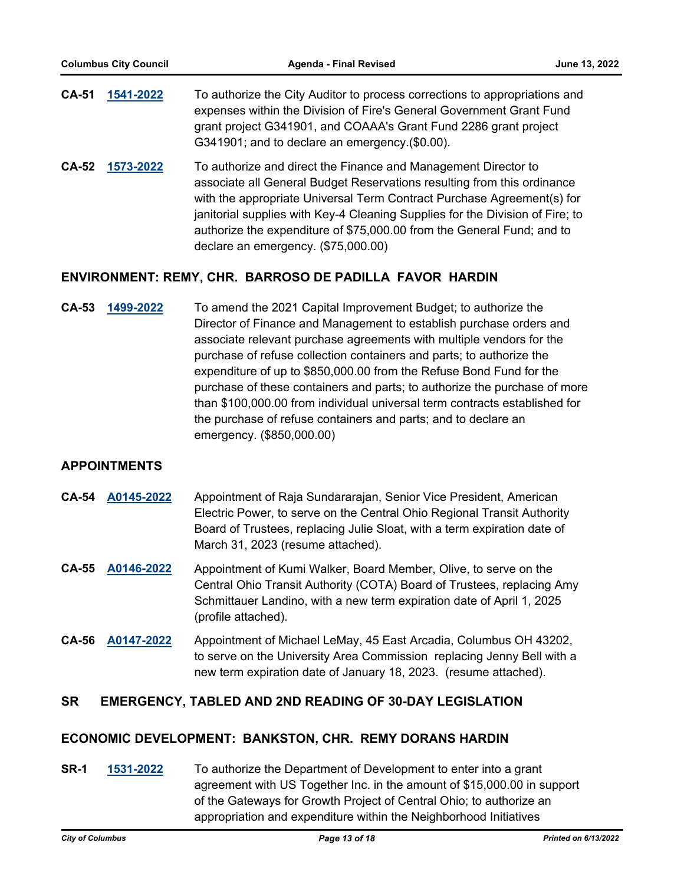**CA-51** **1541-2022** To authorize the City Auditor to process corrections to appropriations and expenses within the Division of Fire's General Government Grant Fund grant project G341901, and COAAA's Grant Fund 2286 grant project G341901; and to declare an emergency.($0.00).

**CA-52** **1573-2022** To authorize and direct the Finance and Management Director to associate all General Budget Reservations resulting from this ordinance with the appropriate Universal Term Contract Purchase Agreement(s) for janitorial supplies with Key-4 Cleaning Supplies for the Division of Fire; to authorize the expenditure of $75,000.00 from the General Fund; and to declare an emergency. ($75,000.00)

## ENVIRONMENT: REMY, CHR. BARROSO DE PADILLA FAVOR HARDIN

**CA-53** **1499-2022** To amend the 2021 Capital Improvement Budget; to authorize the Director of Finance and Management to establish purchase orders and associate relevant purchase agreements with multiple vendors for the purchase of refuse collection containers and parts; to authorize the expenditure of up to $850,000.00 from the Refuse Bond Fund for the purchase of these containers and parts; to authorize the purchase of more than $100,000.00 from individual universal term contracts established for the purchase of refuse containers and parts; and to declare an emergency. ($850,000.00)

## APPOINTMENTS

**CA-54** **A0145-2022** Appointment of Raja Sundararajan, Senior Vice President, American Electric Power, to serve on the Central Ohio Regional Transit Authority Board of Trustees, replacing Julie Sloat, with a term expiration date of March 31, 2023 (resume attached).

**CA-55** **A0146-2022** Appointment of Kumi Walker, Board Member, Olive, to serve on the Central Ohio Transit Authority (COTA) Board of Trustees, replacing Amy Schmittauer Landino, with a new term expiration date of April 1, 2025 (profile attached).

**CA-56** **A0147-2022** Appointment of Michael LeMay, 45 East Arcadia, Columbus OH 43202, to serve on the University Area Commission replacing Jenny Bell with a new term expiration date of January 18, 2023. (resume attached).

## SR EMERGENCY, TABLED AND 2ND READING OF 30-DAY LEGISLATION

## ECONOMIC DEVELOPMENT: BANKSTON, CHR. REMY DORANS HARDIN

**SR-1** **1531-2022** To authorize the Department of Development to enter into a grant agreement with US Together Inc. in the amount of $15,000.00 in support of the Gateways for Growth Project of Central Ohio; to authorize an appropriation and expenditure within the Neighborhood Initiatives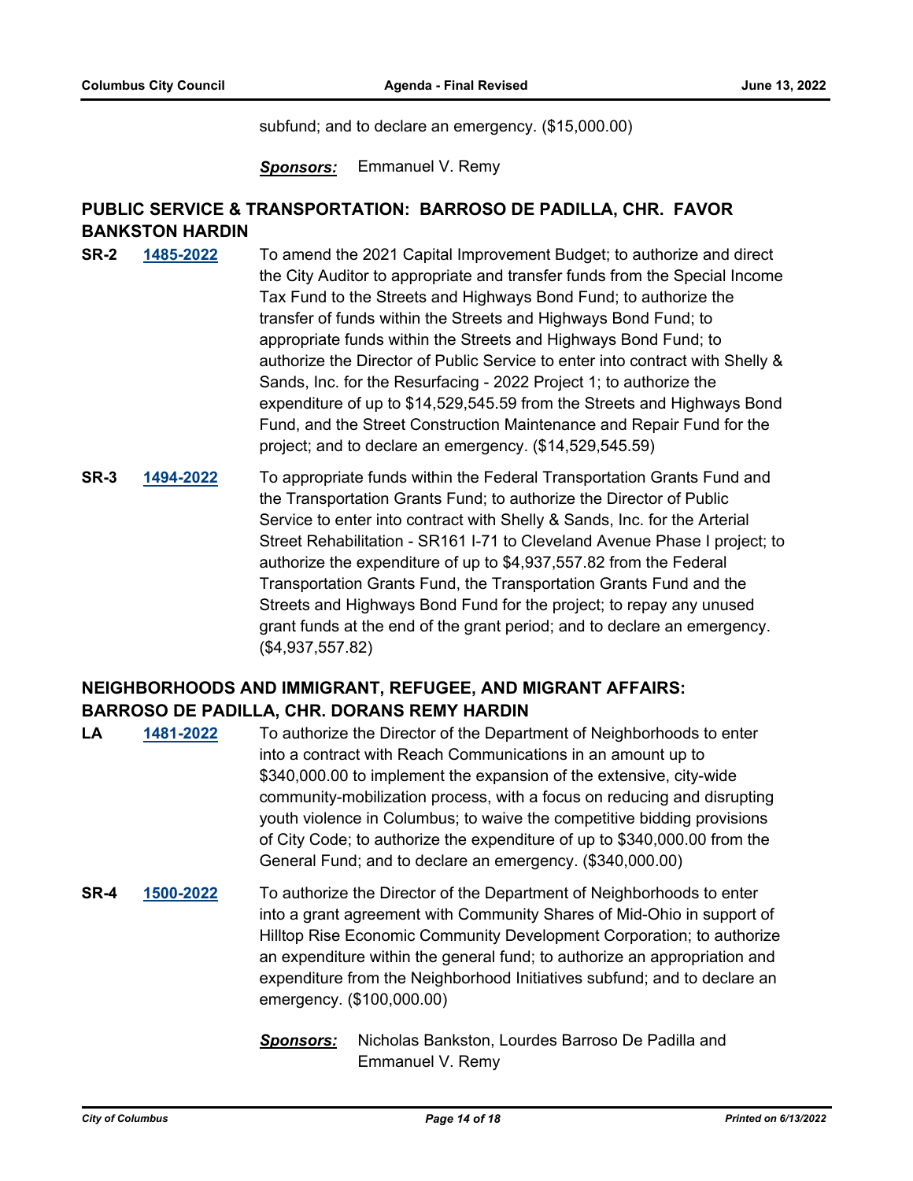subfund; and to declare an emergency. ($15,000.00)

***Sponsors:*** Emmanuel V. Remy

## PUBLIC SERVICE & TRANSPORTATION: BARROSO DE PADILLA, CHR. FAVOR BANKSTON HARDIN

**SR-2** [**1485-2022**] To amend the 2021 Capital Improvement Budget; to authorize and direct the City Auditor to appropriate and transfer funds from the Special Income Tax Fund to the Streets and Highways Bond Fund; to authorize the transfer of funds within the Streets and Highways Bond Fund; to appropriate funds within the Streets and Highways Bond Fund; to authorize the Director of Public Service to enter into contract with Shelly & Sands, Inc. for the Resurfacing - 2022 Project 1; to authorize the expenditure of up to $14,529,545.59 from the Streets and Highways Bond Fund, and the Street Construction Maintenance and Repair Fund for the project; and to declare an emergency. ($14,529,545.59)

**SR-3** [**1494-2022**] To appropriate funds within the Federal Transportation Grants Fund and the Transportation Grants Fund; to authorize the Director of Public Service to enter into contract with Shelly & Sands, Inc. for the Arterial Street Rehabilitation - SR161 I-71 to Cleveland Avenue Phase I project; to authorize the expenditure of up to $4,937,557.82 from the Federal Transportation Grants Fund, the Transportation Grants Fund and the Streets and Highways Bond Fund for the project; to repay any unused grant funds at the end of the grant period; and to declare an emergency. ($4,937,557.82)

## NEIGHBORHOODS AND IMMIGRANT, REFUGEE, AND MIGRANT AFFAIRS: BARROSO DE PADILLA, CHR. DORANS REMY HARDIN

**LA** [**1481-2022**] To authorize the Director of the Department of Neighborhoods to enter into a contract with Reach Communications in an amount up to $340,000.00 to implement the expansion of the extensive, city-wide community-mobilization process, with a focus on reducing and disrupting youth violence in Columbus; to waive the competitive bidding provisions of City Code; to authorize the expenditure of up to $340,000.00 from the General Fund; and to declare an emergency. ($340,000.00)

**SR-4** [**1500-2022**] To authorize the Director of the Department of Neighborhoods to enter into a grant agreement with Community Shares of Mid-Ohio in support of Hilltop Rise Economic Community Development Corporation; to authorize an expenditure within the general fund; to authorize an appropriation and expenditure from the Neighborhood Initiatives subfund; and to declare an emergency. ($100,000.00)

***Sponsors:*** Nicholas Bankston, Lourdes Barroso De Padilla and Emmanuel V. Remy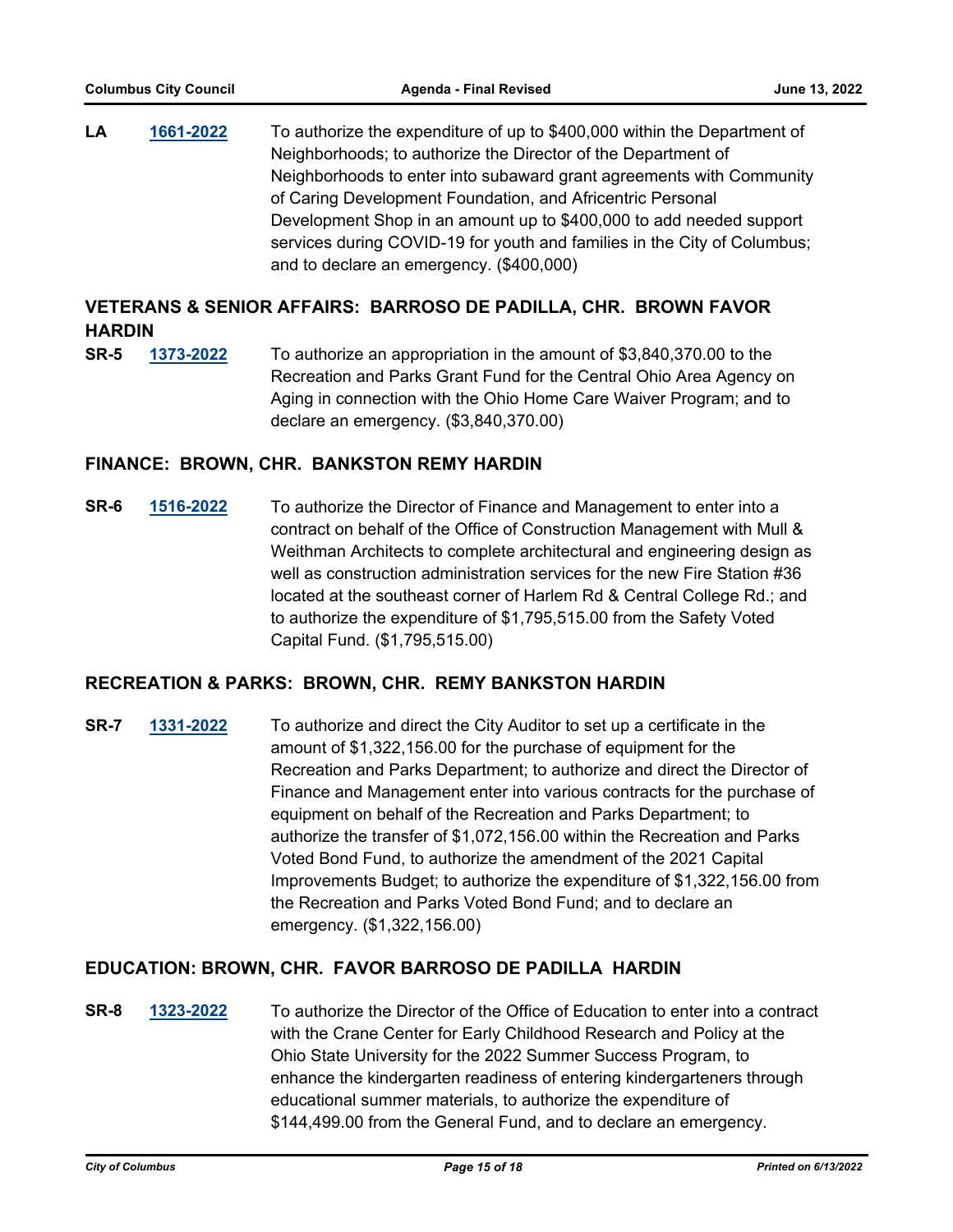**LA** **1661-2022** To authorize the expenditure of up to $400,000 within the Department of Neighborhoods; to authorize the Director of the Department of Neighborhoods to enter into subaward grant agreements with Community of Caring Development Foundation, and Africentric Personal Development Shop in an amount up to $400,000 to add needed support services during COVID-19 for youth and families in the City of Columbus; and to declare an emergency. ($400,000)

## VETERANS & SENIOR AFFAIRS: BARROSO DE PADILLA, CHR. BROWN FAVOR HARDIN

**SR-5** **1373-2022** To authorize an appropriation in the amount of $3,840,370.00 to the Recreation and Parks Grant Fund for the Central Ohio Area Agency on Aging in connection with the Ohio Home Care Waiver Program; and to declare an emergency. ($3,840,370.00)

## FINANCE: BROWN, CHR. BANKSTON REMY HARDIN

**SR-6** **1516-2022** To authorize the Director of Finance and Management to enter into a contract on behalf of the Office of Construction Management with Mull & Weithman Architects to complete architectural and engineering design as well as construction administration services for the new Fire Station #36 located at the southeast corner of Harlem Rd & Central College Rd.; and to authorize the expenditure of $1,795,515.00 from the Safety Voted Capital Fund. ($1,795,515.00)

## RECREATION & PARKS: BROWN, CHR. REMY BANKSTON HARDIN

**SR-7** **1331-2022** To authorize and direct the City Auditor to set up a certificate in the amount of $1,322,156.00 for the purchase of equipment for the Recreation and Parks Department; to authorize and direct the Director of Finance and Management enter into various contracts for the purchase of equipment on behalf of the Recreation and Parks Department; to authorize the transfer of $1,072,156.00 within the Recreation and Parks Voted Bond Fund, to authorize the amendment of the 2021 Capital Improvements Budget; to authorize the expenditure of $1,322,156.00 from the Recreation and Parks Voted Bond Fund; and to declare an emergency. ($1,322,156.00)

## EDUCATION: BROWN, CHR. FAVOR BARROSO DE PADILLA HARDIN

**SR-8** **1323-2022** To authorize the Director of the Office of Education to enter into a contract with the Crane Center for Early Childhood Research and Policy at the Ohio State University for the 2022 Summer Success Program, to enhance the kindergarten readiness of entering kindergarteners through educational summer materials, to authorize the expenditure of $144,499.00 from the General Fund, and to declare an emergency.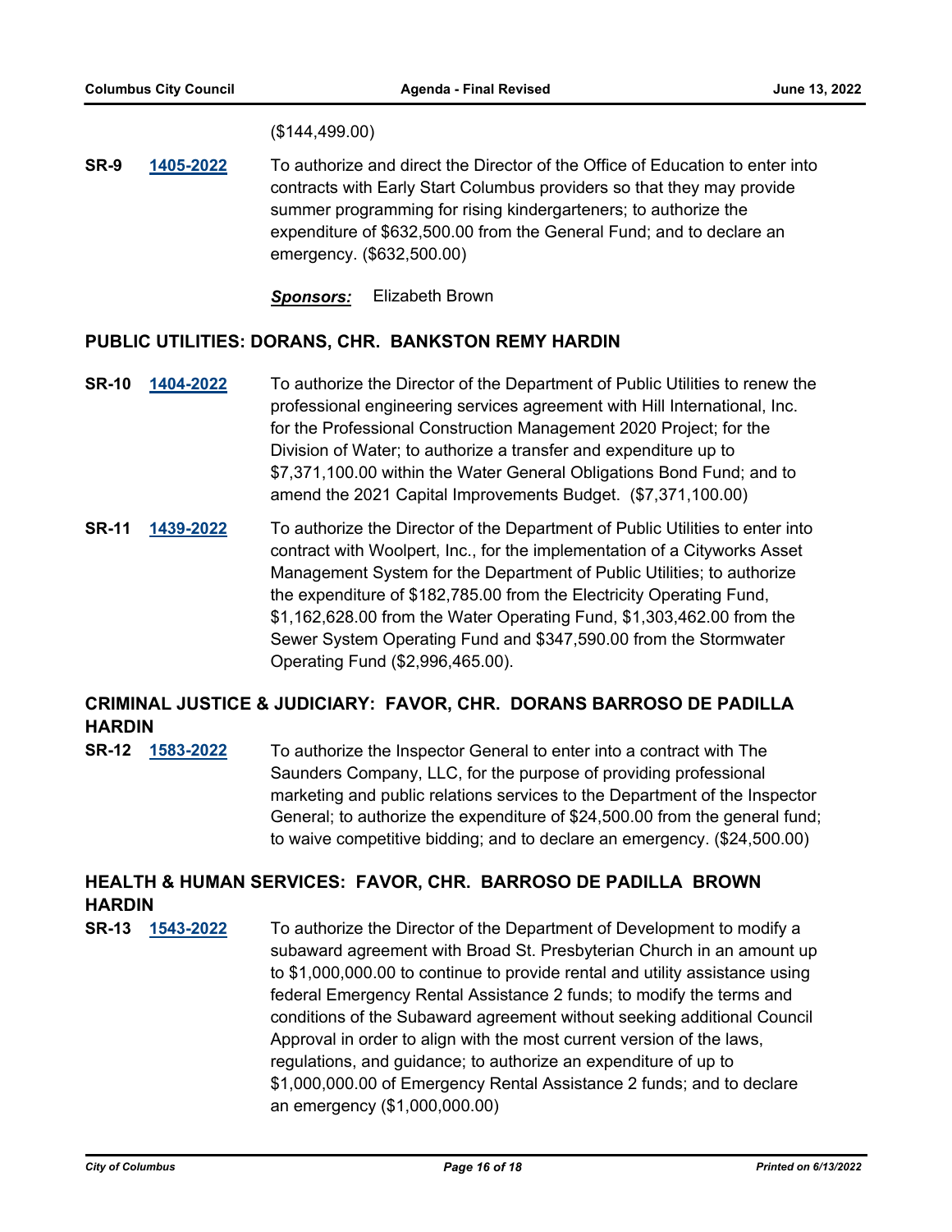($144,499.00)

**SR-9** [1405-2022](1405-2022) To authorize and direct the Director of the Office of Education to enter into contracts with Early Start Columbus providers so that they may provide summer programming for rising kindergarteners; to authorize the expenditure of $632,500.00 from the General Fund; and to declare an emergency. ($632,500.00)

***Sponsors:*** Elizabeth Brown

## PUBLIC UTILITIES: DORANS, CHR. BANKSTON REMY HARDIN

**SR-10** [1404-2022](1404-2022) To authorize the Director of the Department of Public Utilities to renew the professional engineering services agreement with Hill International, Inc. for the Professional Construction Management 2020 Project; for the Division of Water; to authorize a transfer and expenditure up to $7,371,100.00 within the Water General Obligations Bond Fund; and to amend the 2021 Capital Improvements Budget. ($7,371,100.00)

**SR-11** [1439-2022](1439-2022) To authorize the Director of the Department of Public Utilities to enter into contract with Woolpert, Inc., for the implementation of a Cityworks Asset Management System for the Department of Public Utilities; to authorize the expenditure of $182,785.00 from the Electricity Operating Fund, $1,162,628.00 from the Water Operating Fund, $1,303,462.00 from the Sewer System Operating Fund and $347,590.00 from the Stormwater Operating Fund ($2,996,465.00).

## CRIMINAL JUSTICE & JUDICIARY: FAVOR, CHR. DORANS BARROSO DE PADILLA HARDIN

**SR-12** [1583-2022](1583-2022) To authorize the Inspector General to enter into a contract with The Saunders Company, LLC, for the purpose of providing professional marketing and public relations services to the Department of the Inspector General; to authorize the expenditure of $24,500.00 from the general fund; to waive competitive bidding; and to declare an emergency. ($24,500.00)

## HEALTH & HUMAN SERVICES: FAVOR, CHR. BARROSO DE PADILLA BROWN HARDIN

**SR-13** [1543-2022](1543-2022) To authorize the Director of the Department of Development to modify a subaward agreement with Broad St. Presbyterian Church in an amount up to $1,000,000.00 to continue to provide rental and utility assistance using federal Emergency Rental Assistance 2 funds; to modify the terms and conditions of the Subaward agreement without seeking additional Council Approval in order to align with the most current version of the laws, regulations, and guidance; to authorize an expenditure of up to $1,000,000.00 of Emergency Rental Assistance 2 funds; and to declare an emergency ($1,000,000.00)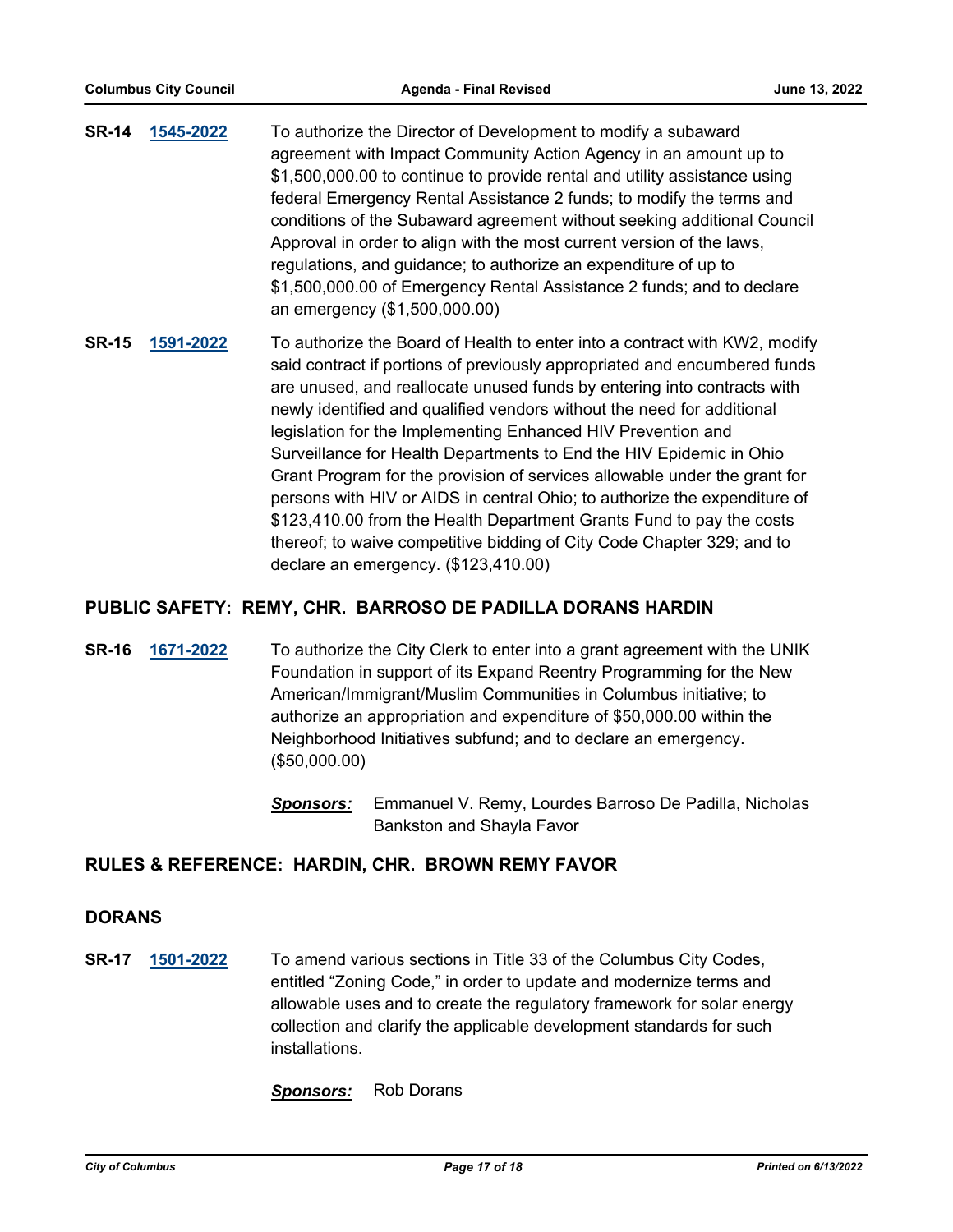**SR-14** **1545-2022** To authorize the Director of Development to modify a subaward agreement with Impact Community Action Agency in an amount up to $1,500,000.00 to continue to provide rental and utility assistance using federal Emergency Rental Assistance 2 funds; to modify the terms and conditions of the Subaward agreement without seeking additional Council Approval in order to align with the most current version of the laws, regulations, and guidance; to authorize an expenditure of up to $1,500,000.00 of Emergency Rental Assistance 2 funds; and to declare an emergency ($1,500,000.00)

**SR-15** **1591-2022** To authorize the Board of Health to enter into a contract with KW2, modify said contract if portions of previously appropriated and encumbered funds are unused, and reallocate unused funds by entering into contracts with newly identified and qualified vendors without the need for additional legislation for the Implementing Enhanced HIV Prevention and Surveillance for Health Departments to End the HIV Epidemic in Ohio Grant Program for the provision of services allowable under the grant for persons with HIV or AIDS in central Ohio; to authorize the expenditure of $123,410.00 from the Health Department Grants Fund to pay the costs thereof; to waive competitive bidding of City Code Chapter 329; and to declare an emergency. ($123,410.00)

## PUBLIC SAFETY: REMY, CHR. BARROSO DE PADILLA DORANS HARDIN

**SR-16** **1671-2022** To authorize the City Clerk to enter into a grant agreement with the UNIK Foundation in support of its Expand Reentry Programming for the New American/Immigrant/Muslim Communities in Columbus initiative; to authorize an appropriation and expenditure of $50,000.00 within the Neighborhood Initiatives subfund; and to declare an emergency. ($50,000.00)

***Sponsors:*** Emmanuel V. Remy, Lourdes Barroso De Padilla, Nicholas Bankston and Shayla Favor

## RULES & REFERENCE: HARDIN, CHR. BROWN REMY FAVOR

## DORANS

**SR-17** **1501-2022** To amend various sections in Title 33 of the Columbus City Codes, entitled "Zoning Code," in order to update and modernize terms and allowable uses and to create the regulatory framework for solar energy collection and clarify the applicable development standards for such installations.

***Sponsors:*** Rob Dorans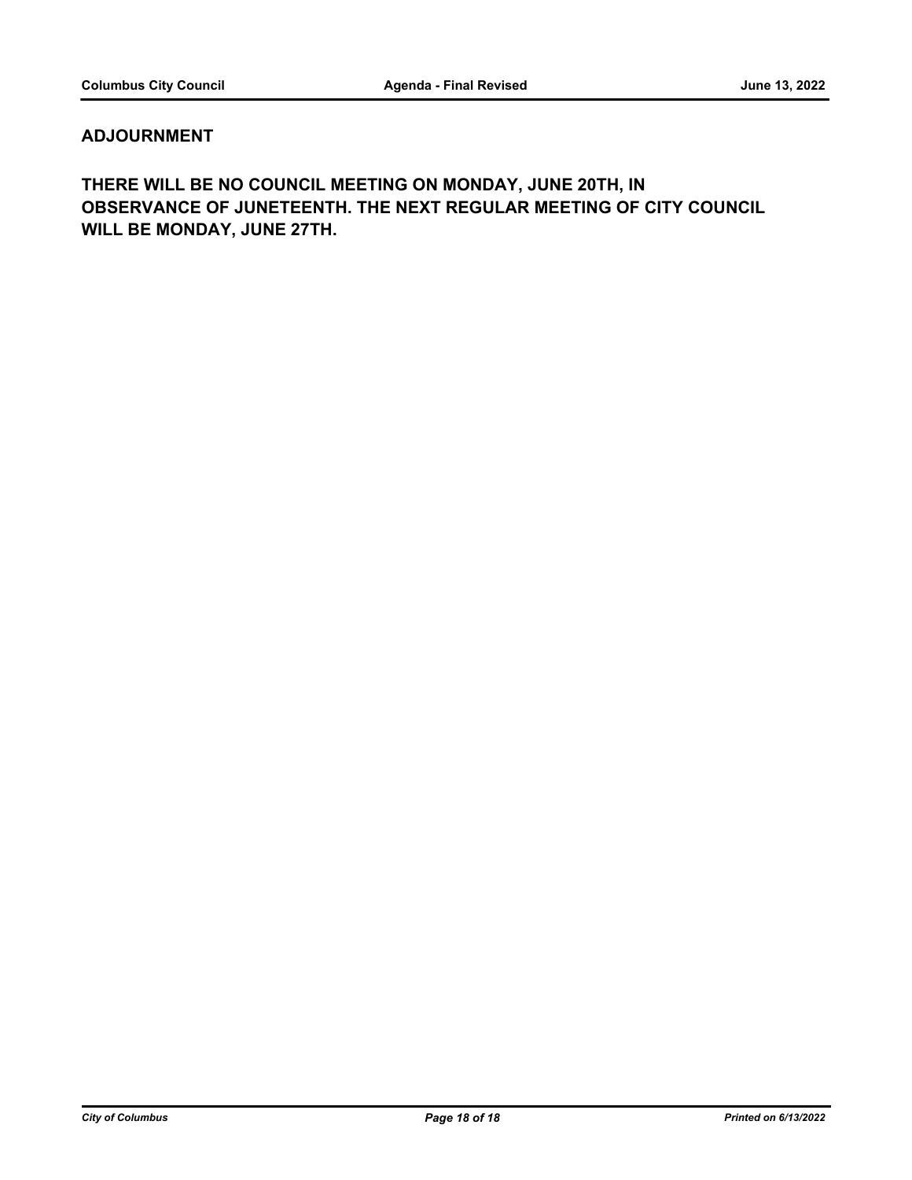## ADJOURNMENT

**THERE WILL BE NO COUNCIL MEETING ON MONDAY, JUNE 20TH, IN OBSERVANCE OF JUNETEENTH. THE NEXT REGULAR MEETING OF CITY COUNCIL WILL BE MONDAY, JUNE 27TH.**